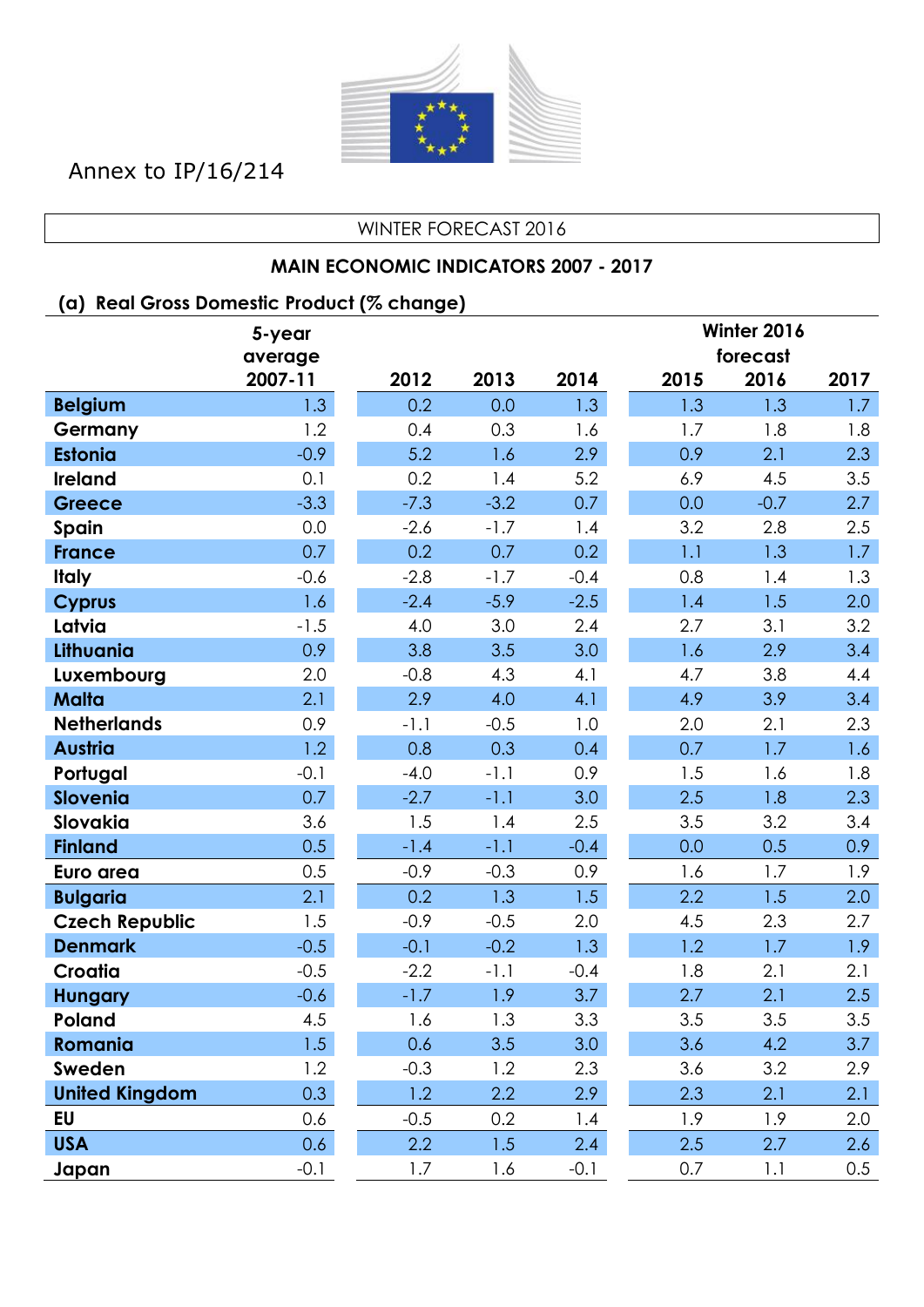Annex to IP/16/214

WINTER FORECAST 2016

## MAIN ECONOMIC INDICATORS 2007 - 2017

### (a) Real Gross Domestic Product (% change)

| | 5-year average 2007-11 | 2012 | 2013 | 2014 | Winter 2016 forecast 2015 | 2016 | 2017 |
|---|---|---|---|---|---|---|---|
| **Belgium** | 1.3 | 0.2 | 0.0 | 1.3 | 1.3 | 1.3 | 1.7 |
| **Germany** | 1.2 | 0.4 | 0.3 | 1.6 | 1.7 | 1.8 | 1.8 |
| **Estonia** | -0.9 | 5.2 | 1.6 | 2.9 | 0.9 | 2.1 | 2.3 |
| **Ireland** | 0.1 | 0.2 | 1.4 | 5.2 | 6.9 | 4.5 | 3.5 |
| **Greece** | -3.3 | -7.3 | -3.2 | 0.7 | 0.0 | -0.7 | 2.7 |
| **Spain** | 0.0 | -2.6 | -1.7 | 1.4 | 3.2 | 2.8 | 2.5 |
| **France** | 0.7 | 0.2 | 0.7 | 0.2 | 1.1 | 1.3 | 1.7 |
| **Italy** | -0.6 | -2.8 | -1.7 | -0.4 | 0.8 | 1.4 | 1.3 |
| **Cyprus** | 1.6 | -2.4 | -5.9 | -2.5 | 1.4 | 1.5 | 2.0 |
| **Latvia** | -1.5 | 4.0 | 3.0 | 2.4 | 2.7 | 3.1 | 3.2 |
| **Lithuania** | 0.9 | 3.8 | 3.5 | 3.0 | 1.6 | 2.9 | 3.4 |
| **Luxembourg** | 2.0 | -0.8 | 4.3 | 4.1 | 4.7 | 3.8 | 4.4 |
| **Malta** | 2.1 | 2.9 | 4.0 | 4.1 | 4.9 | 3.9 | 3.4 |
| **Netherlands** | 0.9 | -1.1 | -0.5 | 1.0 | 2.0 | 2.1 | 2.3 |
| **Austria** | 1.2 | 0.8 | 0.3 | 0.4 | 0.7 | 1.7 | 1.6 |
| **Portugal** | -0.1 | -4.0 | -1.1 | 0.9 | 1.5 | 1.6 | 1.8 |
| **Slovenia** | 0.7 | -2.7 | -1.1 | 3.0 | 2.5 | 1.8 | 2.3 |
| **Slovakia** | 3.6 | 1.5 | 1.4 | 2.5 | 3.5 | 3.2 | 3.4 |
| **Finland** | 0.5 | -1.4 | -1.1 | -0.4 | 0.0 | 0.5 | 0.9 |
| **Euro area** | 0.5 | -0.9 | -0.3 | 0.9 | 1.6 | 1.7 | 1.9 |
| **Bulgaria** | 2.1 | 0.2 | 1.3 | 1.5 | 2.2 | 1.5 | 2.0 |
| **Czech Republic** | 1.5 | -0.9 | -0.5 | 2.0 | 4.5 | 2.3 | 2.7 |
| **Denmark** | -0.5 | -0.1 | -0.2 | 1.3 | 1.2 | 1.7 | 1.9 |
| **Croatia** | -0.5 | -2.2 | -1.1 | -0.4 | 1.8 | 2.1 | 2.1 |
| **Hungary** | -0.6 | -1.7 | 1.9 | 3.7 | 2.7 | 2.1 | 2.5 |
| **Poland** | 4.5 | 1.6 | 1.3 | 3.3 | 3.5 | 3.5 | 3.5 |
| **Romania** | 1.5 | 0.6 | 3.5 | 3.0 | 3.6 | 4.2 | 3.7 |
| **Sweden** | 1.2 | -0.3 | 1.2 | 2.3 | 3.6 | 3.2 | 2.9 |
| **United Kingdom** | 0.3 | 1.2 | 2.2 | 2.9 | 2.3 | 2.1 | 2.1 |
| **EU** | 0.6 | -0.5 | 0.2 | 1.4 | 1.9 | 1.9 | 2.0 |
| **USA** | 0.6 | 2.2 | 1.5 | 2.4 | 2.5 | 2.7 | 2.6 |
| **Japan** | -0.1 | 1.7 | 1.6 | -0.1 | 0.7 | 1.1 | 0.5 |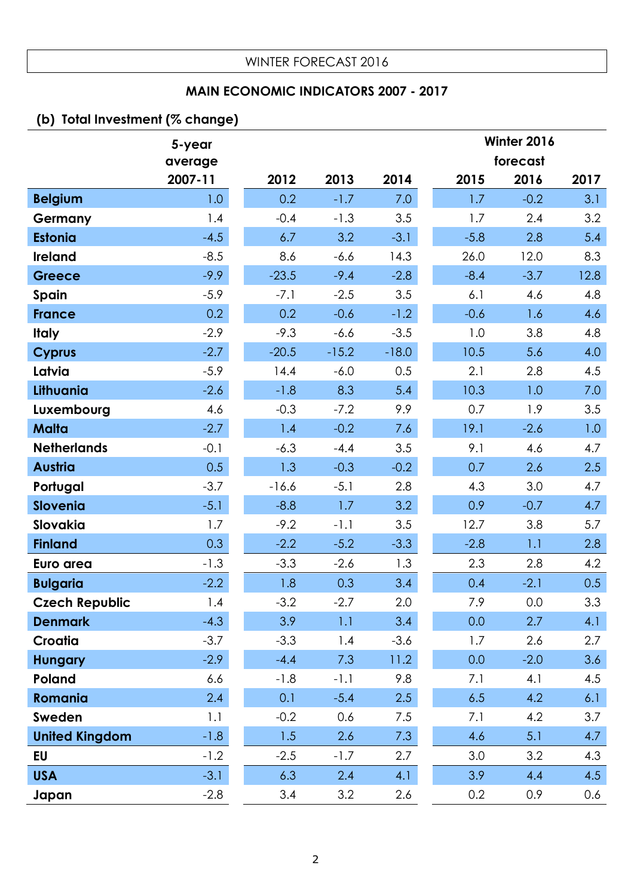WINTER FORECAST 2016

## MAIN ECONOMIC INDICATORS 2007 - 2017

### (b) Total Investment (% change)

| | 5-year average 2007-11 | 2012 | 2013 | 2014 | Winter 2016 forecast 2015 | 2016 | 2017 |
|---|---|---|---|---|---|---|---|
| **Belgium** | 1.0 | 0.2 | -1.7 | 7.0 | 1.7 | -0.2 | 3.1 |
| **Germany** | 1.4 | -0.4 | -1.3 | 3.5 | 1.7 | 2.4 | 3.2 |
| **Estonia** | -4.5 | 6.7 | 3.2 | -3.1 | -5.8 | 2.8 | 5.4 |
| **Ireland** | -8.5 | 8.6 | -6.6 | 14.3 | 26.0 | 12.0 | 8.3 |
| **Greece** | -9.9 | -23.5 | -9.4 | -2.8 | -8.4 | -3.7 | 12.8 |
| **Spain** | -5.9 | -7.1 | -2.5 | 3.5 | 6.1 | 4.6 | 4.8 |
| **France** | 0.2 | 0.2 | -0.6 | -1.2 | -0.6 | 1.6 | 4.6 |
| **Italy** | -2.9 | -9.3 | -6.6 | -3.5 | 1.0 | 3.8 | 4.8 |
| **Cyprus** | -2.7 | -20.5 | -15.2 | -18.0 | 10.5 | 5.6 | 4.0 |
| **Latvia** | -5.9 | 14.4 | -6.0 | 0.5 | 2.1 | 2.8 | 4.5 |
| **Lithuania** | -2.6 | -1.8 | 8.3 | 5.4 | 10.3 | 1.0 | 7.0 |
| **Luxembourg** | 4.6 | -0.3 | -7.2 | 9.9 | 0.7 | 1.9 | 3.5 |
| **Malta** | -2.7 | 1.4 | -0.2 | 7.6 | 19.1 | -2.6 | 1.0 |
| **Netherlands** | -0.1 | -6.3 | -4.4 | 3.5 | 9.1 | 4.6 | 4.7 |
| **Austria** | 0.5 | 1.3 | -0.3 | -0.2 | 0.7 | 2.6 | 2.5 |
| **Portugal** | -3.7 | -16.6 | -5.1 | 2.8 | 4.3 | 3.0 | 4.7 |
| **Slovenia** | -5.1 | -8.8 | 1.7 | 3.2 | 0.9 | -0.7 | 4.7 |
| **Slovakia** | 1.7 | -9.2 | -1.1 | 3.5 | 12.7 | 3.8 | 5.7 |
| **Finland** | 0.3 | -2.2 | -5.2 | -3.3 | -2.8 | 1.1 | 2.8 |
| **Euro area** | -1.3 | -3.3 | -2.6 | 1.3 | 2.3 | 2.8 | 4.2 |
| **Bulgaria** | -2.2 | 1.8 | 0.3 | 3.4 | 0.4 | -2.1 | 0.5 |
| **Czech Republic** | 1.4 | -3.2 | -2.7 | 2.0 | 7.9 | 0.0 | 3.3 |
| **Denmark** | -4.3 | 3.9 | 1.1 | 3.4 | 0.0 | 2.7 | 4.1 |
| **Croatia** | -3.7 | -3.3 | 1.4 | -3.6 | 1.7 | 2.6 | 2.7 |
| **Hungary** | -2.9 | -4.4 | 7.3 | 11.2 | 0.0 | -2.0 | 3.6 |
| **Poland** | 6.6 | -1.8 | -1.1 | 9.8 | 7.1 | 4.1 | 4.5 |
| **Romania** | 2.4 | 0.1 | -5.4 | 2.5 | 6.5 | 4.2 | 6.1 |
| **Sweden** | 1.1 | -0.2 | 0.6 | 7.5 | 7.1 | 4.2 | 3.7 |
| **United Kingdom** | -1.8 | 1.5 | 2.6 | 7.3 | 4.6 | 5.1 | 4.7 |
| **EU** | -1.2 | -2.5 | -1.7 | 2.7 | 3.0 | 3.2 | 4.3 |
| **USA** | -3.1 | 6.3 | 2.4 | 4.1 | 3.9 | 4.4 | 4.5 |
| **Japan** | -2.8 | 3.4 | 3.2 | 2.6 | 0.2 | 0.9 | 0.6 |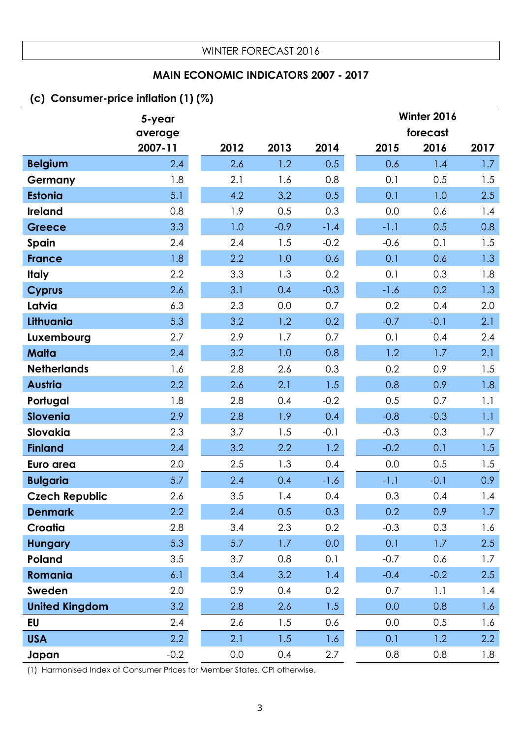WINTER FORECAST 2016

## MAIN ECONOMIC INDICATORS 2007 - 2017

### (c) Consumer-price inflation (1) (%)

| | 5-year average 2007-11 | 2012 | 2013 | 2014 | Winter 2016 forecast 2015 | 2016 | 2017 |
|---|---|---|---|---|---|---|---|
| **Belgium** | 2.4 | 2.6 | 1.2 | 0.5 | 0.6 | 1.4 | 1.7 |
| **Germany** | 1.8 | 2.1 | 1.6 | 0.8 | 0.1 | 0.5 | 1.5 |
| **Estonia** | 5.1 | 4.2 | 3.2 | 0.5 | 0.1 | 1.0 | 2.5 |
| **Ireland** | 0.8 | 1.9 | 0.5 | 0.3 | 0.0 | 0.6 | 1.4 |
| **Greece** | 3.3 | 1.0 | -0.9 | -1.4 | -1.1 | 0.5 | 0.8 |
| **Spain** | 2.4 | 2.4 | 1.5 | -0.2 | -0.6 | 0.1 | 1.5 |
| **France** | 1.8 | 2.2 | 1.0 | 0.6 | 0.1 | 0.6 | 1.3 |
| **Italy** | 2.2 | 3.3 | 1.3 | 0.2 | 0.1 | 0.3 | 1.8 |
| **Cyprus** | 2.6 | 3.1 | 0.4 | -0.3 | -1.6 | 0.2 | 1.3 |
| **Latvia** | 6.3 | 2.3 | 0.0 | 0.7 | 0.2 | 0.4 | 2.0 |
| **Lithuania** | 5.3 | 3.2 | 1.2 | 0.2 | -0.7 | -0.1 | 2.1 |
| **Luxembourg** | 2.7 | 2.9 | 1.7 | 0.7 | 0.1 | 0.4 | 2.4 |
| **Malta** | 2.4 | 3.2 | 1.0 | 0.8 | 1.2 | 1.7 | 2.1 |
| **Netherlands** | 1.6 | 2.8 | 2.6 | 0.3 | 0.2 | 0.9 | 1.5 |
| **Austria** | 2.2 | 2.6 | 2.1 | 1.5 | 0.8 | 0.9 | 1.8 |
| **Portugal** | 1.8 | 2.8 | 0.4 | -0.2 | 0.5 | 0.7 | 1.1 |
| **Slovenia** | 2.9 | 2.8 | 1.9 | 0.4 | -0.8 | -0.3 | 1.1 |
| **Slovakia** | 2.3 | 3.7 | 1.5 | -0.1 | -0.3 | 0.3 | 1.7 |
| **Finland** | 2.4 | 3.2 | 2.2 | 1.2 | -0.2 | 0.1 | 1.5 |
| **Euro area** | 2.0 | 2.5 | 1.3 | 0.4 | 0.0 | 0.5 | 1.5 |
| **Bulgaria** | 5.7 | 2.4 | 0.4 | -1.6 | -1.1 | -0.1 | 0.9 |
| **Czech Republic** | 2.6 | 3.5 | 1.4 | 0.4 | 0.3 | 0.4 | 1.4 |
| **Denmark** | 2.2 | 2.4 | 0.5 | 0.3 | 0.2 | 0.9 | 1.7 |
| **Croatia** | 2.8 | 3.4 | 2.3 | 0.2 | -0.3 | 0.3 | 1.6 |
| **Hungary** | 5.3 | 5.7 | 1.7 | 0.0 | 0.1 | 1.7 | 2.5 |
| **Poland** | 3.5 | 3.7 | 0.8 | 0.1 | -0.7 | 0.6 | 1.7 |
| **Romania** | 6.1 | 3.4 | 3.2 | 1.4 | -0.4 | -0.2 | 2.5 |
| **Sweden** | 2.0 | 0.9 | 0.4 | 0.2 | 0.7 | 1.1 | 1.4 |
| **United Kingdom** | 3.2 | 2.8 | 2.6 | 1.5 | 0.0 | 0.8 | 1.6 |
| **EU** | 2.4 | 2.6 | 1.5 | 0.6 | 0.0 | 0.5 | 1.6 |
| **USA** | 2.2 | 2.1 | 1.5 | 1.6 | 0.1 | 1.2 | 2.2 |
| **Japan** | -0.2 | 0.0 | 0.4 | 2.7 | 0.8 | 0.8 | 1.8 |

(1) Harmonised Index of Consumer Prices for Member States, CPI otherwise.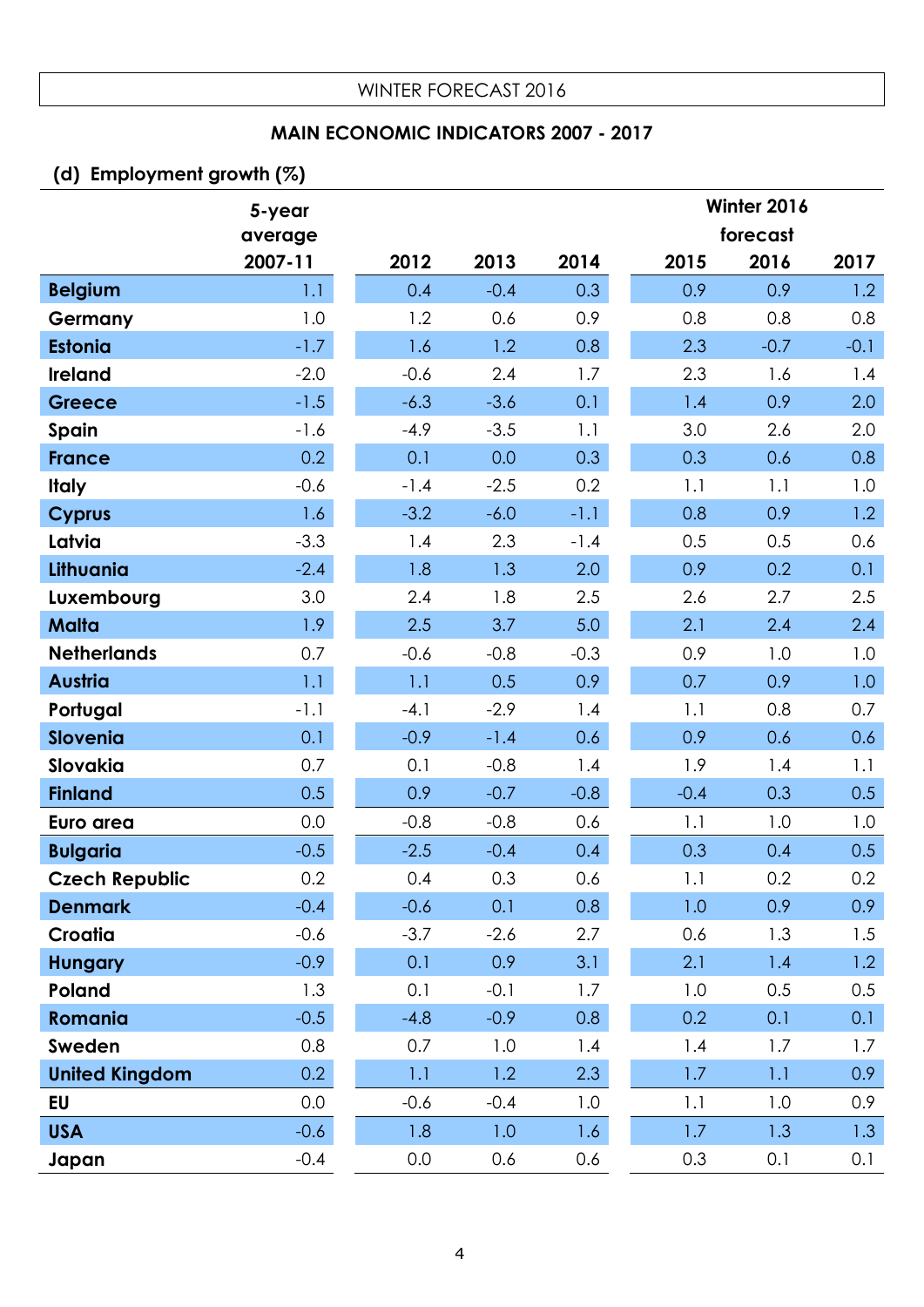WINTER FORECAST 2016

## MAIN ECONOMIC INDICATORS 2007 - 2017

### (d) Employment growth (%)

| | 5-year average 2007-11 | 2012 | 2013 | 2014 | Winter 2016 forecast 2015 | 2016 | 2017 |
|---|---|---|---|---|---|---|---|
| **Belgium** | 1.1 | 0.4 | -0.4 | 0.3 | 0.9 | 0.9 | 1.2 |
| **Germany** | 1.0 | 1.2 | 0.6 | 0.9 | 0.8 | 0.8 | 0.8 |
| **Estonia** | -1.7 | 1.6 | 1.2 | 0.8 | 2.3 | -0.7 | -0.1 |
| **Ireland** | -2.0 | -0.6 | 2.4 | 1.7 | 2.3 | 1.6 | 1.4 |
| **Greece** | -1.5 | -6.3 | -3.6 | 0.1 | 1.4 | 0.9 | 2.0 |
| **Spain** | -1.6 | -4.9 | -3.5 | 1.1 | 3.0 | 2.6 | 2.0 |
| **France** | 0.2 | 0.1 | 0.0 | 0.3 | 0.3 | 0.6 | 0.8 |
| **Italy** | -0.6 | -1.4 | -2.5 | 0.2 | 1.1 | 1.1 | 1.0 |
| **Cyprus** | 1.6 | -3.2 | -6.0 | -1.1 | 0.8 | 0.9 | 1.2 |
| **Latvia** | -3.3 | 1.4 | 2.3 | -1.4 | 0.5 | 0.5 | 0.6 |
| **Lithuania** | -2.4 | 1.8 | 1.3 | 2.0 | 0.9 | 0.2 | 0.1 |
| **Luxembourg** | 3.0 | 2.4 | 1.8 | 2.5 | 2.6 | 2.7 | 2.5 |
| **Malta** | 1.9 | 2.5 | 3.7 | 5.0 | 2.1 | 2.4 | 2.4 |
| **Netherlands** | 0.7 | -0.6 | -0.8 | -0.3 | 0.9 | 1.0 | 1.0 |
| **Austria** | 1.1 | 1.1 | 0.5 | 0.9 | 0.7 | 0.9 | 1.0 |
| **Portugal** | -1.1 | -4.1 | -2.9 | 1.4 | 1.1 | 0.8 | 0.7 |
| **Slovenia** | 0.1 | -0.9 | -1.4 | 0.6 | 0.9 | 0.6 | 0.6 |
| **Slovakia** | 0.7 | 0.1 | -0.8 | 1.4 | 1.9 | 1.4 | 1.1 |
| **Finland** | 0.5 | 0.9 | -0.7 | -0.8 | -0.4 | 0.3 | 0.5 |
| **Euro area** | 0.0 | -0.8 | -0.8 | 0.6 | 1.1 | 1.0 | 1.0 |
| **Bulgaria** | -0.5 | -2.5 | -0.4 | 0.4 | 0.3 | 0.4 | 0.5 |
| **Czech Republic** | 0.2 | 0.4 | 0.3 | 0.6 | 1.1 | 0.2 | 0.2 |
| **Denmark** | -0.4 | -0.6 | 0.1 | 0.8 | 1.0 | 0.9 | 0.9 |
| **Croatia** | -0.6 | -3.7 | -2.6 | 2.7 | 0.6 | 1.3 | 1.5 |
| **Hungary** | -0.9 | 0.1 | 0.9 | 3.1 | 2.1 | 1.4 | 1.2 |
| **Poland** | 1.3 | 0.1 | -0.1 | 1.7 | 1.0 | 0.5 | 0.5 |
| **Romania** | -0.5 | -4.8 | -0.9 | 0.8 | 0.2 | 0.1 | 0.1 |
| **Sweden** | 0.8 | 0.7 | 1.0 | 1.4 | 1.4 | 1.7 | 1.7 |
| **United Kingdom** | 0.2 | 1.1 | 1.2 | 2.3 | 1.7 | 1.1 | 0.9 |
| **EU** | 0.0 | -0.6 | -0.4 | 1.0 | 1.1 | 1.0 | 0.9 |
| **USA** | -0.6 | 1.8 | 1.0 | 1.6 | 1.7 | 1.3 | 1.3 |
| **Japan** | -0.4 | 0.0 | 0.6 | 0.6 | 0.3 | 0.1 | 0.1 |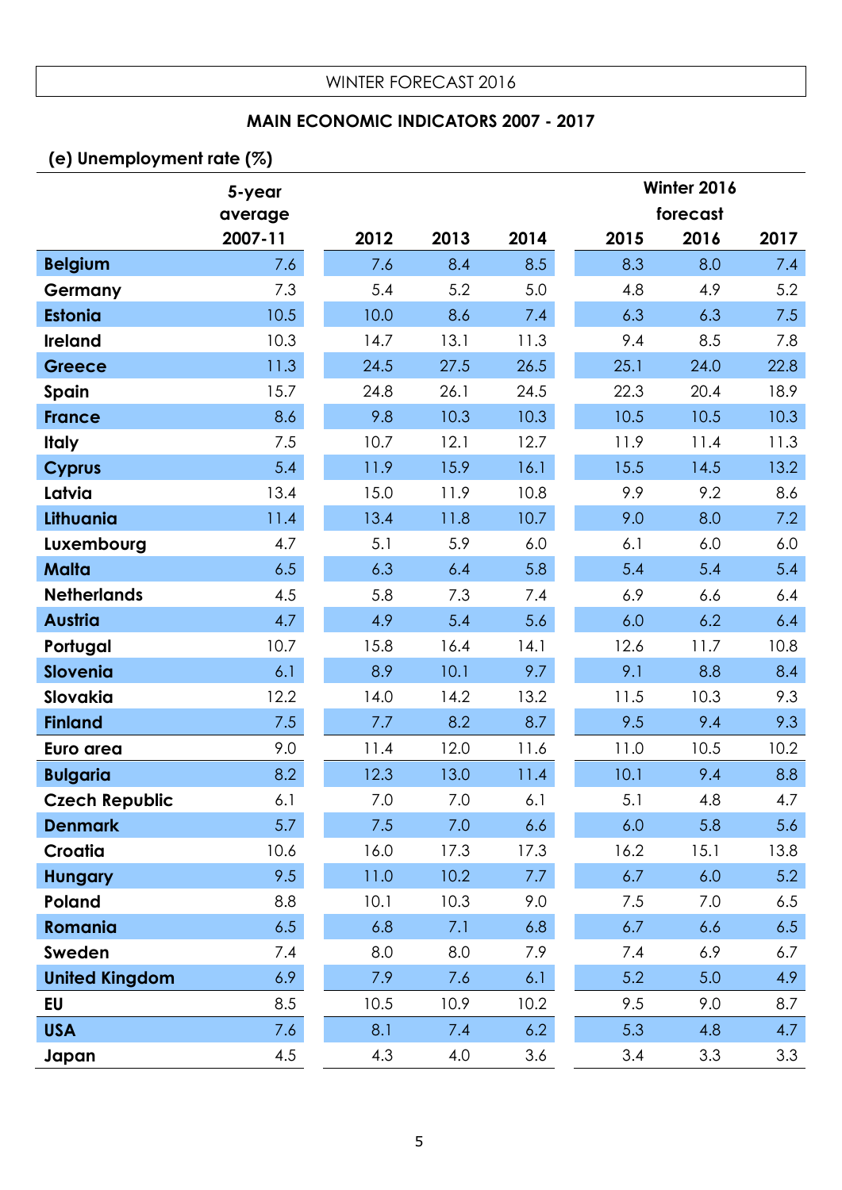WINTER FORECAST 2016

## MAIN ECONOMIC INDICATORS 2007 - 2017

### (e) Unemployment rate (%)

| | 5-year average 2007-11 | 2012 | 2013 | 2014 | Winter 2016 forecast 2015 | 2016 | 2017 |
|---|---|---|---|---|---|---|---|
| **Belgium** | 7.6 | 7.6 | 8.4 | 8.5 | 8.3 | 8.0 | 7.4 |
| **Germany** | 7.3 | 5.4 | 5.2 | 5.0 | 4.8 | 4.9 | 5.2 |
| **Estonia** | 10.5 | 10.0 | 8.6 | 7.4 | 6.3 | 6.3 | 7.5 |
| **Ireland** | 10.3 | 14.7 | 13.1 | 11.3 | 9.4 | 8.5 | 7.8 |
| **Greece** | 11.3 | 24.5 | 27.5 | 26.5 | 25.1 | 24.0 | 22.8 |
| **Spain** | 15.7 | 24.8 | 26.1 | 24.5 | 22.3 | 20.4 | 18.9 |
| **France** | 8.6 | 9.8 | 10.3 | 10.3 | 10.5 | 10.5 | 10.3 |
| **Italy** | 7.5 | 10.7 | 12.1 | 12.7 | 11.9 | 11.4 | 11.3 |
| **Cyprus** | 5.4 | 11.9 | 15.9 | 16.1 | 15.5 | 14.5 | 13.2 |
| **Latvia** | 13.4 | 15.0 | 11.9 | 10.8 | 9.9 | 9.2 | 8.6 |
| **Lithuania** | 11.4 | 13.4 | 11.8 | 10.7 | 9.0 | 8.0 | 7.2 |
| **Luxembourg** | 4.7 | 5.1 | 5.9 | 6.0 | 6.1 | 6.0 | 6.0 |
| **Malta** | 6.5 | 6.3 | 6.4 | 5.8 | 5.4 | 5.4 | 5.4 |
| **Netherlands** | 4.5 | 5.8 | 7.3 | 7.4 | 6.9 | 6.6 | 6.4 |
| **Austria** | 4.7 | 4.9 | 5.4 | 5.6 | 6.0 | 6.2 | 6.4 |
| **Portugal** | 10.7 | 15.8 | 16.4 | 14.1 | 12.6 | 11.7 | 10.8 |
| **Slovenia** | 6.1 | 8.9 | 10.1 | 9.7 | 9.1 | 8.8 | 8.4 |
| **Slovakia** | 12.2 | 14.0 | 14.2 | 13.2 | 11.5 | 10.3 | 9.3 |
| **Finland** | 7.5 | 7.7 | 8.2 | 8.7 | 9.5 | 9.4 | 9.3 |
| **Euro area** | 9.0 | 11.4 | 12.0 | 11.6 | 11.0 | 10.5 | 10.2 |
| **Bulgaria** | 8.2 | 12.3 | 13.0 | 11.4 | 10.1 | 9.4 | 8.8 |
| **Czech Republic** | 6.1 | 7.0 | 7.0 | 6.1 | 5.1 | 4.8 | 4.7 |
| **Denmark** | 5.7 | 7.5 | 7.0 | 6.6 | 6.0 | 5.8 | 5.6 |
| **Croatia** | 10.6 | 16.0 | 17.3 | 17.3 | 16.2 | 15.1 | 13.8 |
| **Hungary** | 9.5 | 11.0 | 10.2 | 7.7 | 6.7 | 6.0 | 5.2 |
| **Poland** | 8.8 | 10.1 | 10.3 | 9.0 | 7.5 | 7.0 | 6.5 |
| **Romania** | 6.5 | 6.8 | 7.1 | 6.8 | 6.7 | 6.6 | 6.5 |
| **Sweden** | 7.4 | 8.0 | 8.0 | 7.9 | 7.4 | 6.9 | 6.7 |
| **United Kingdom** | 6.9 | 7.9 | 7.6 | 6.1 | 5.2 | 5.0 | 4.9 |
| **EU** | 8.5 | 10.5 | 10.9 | 10.2 | 9.5 | 9.0 | 8.7 |
| **USA** | 7.6 | 8.1 | 7.4 | 6.2 | 5.3 | 4.8 | 4.7 |
| **Japan** | 4.5 | 4.3 | 4.0 | 3.6 | 3.4 | 3.3 | 3.3 |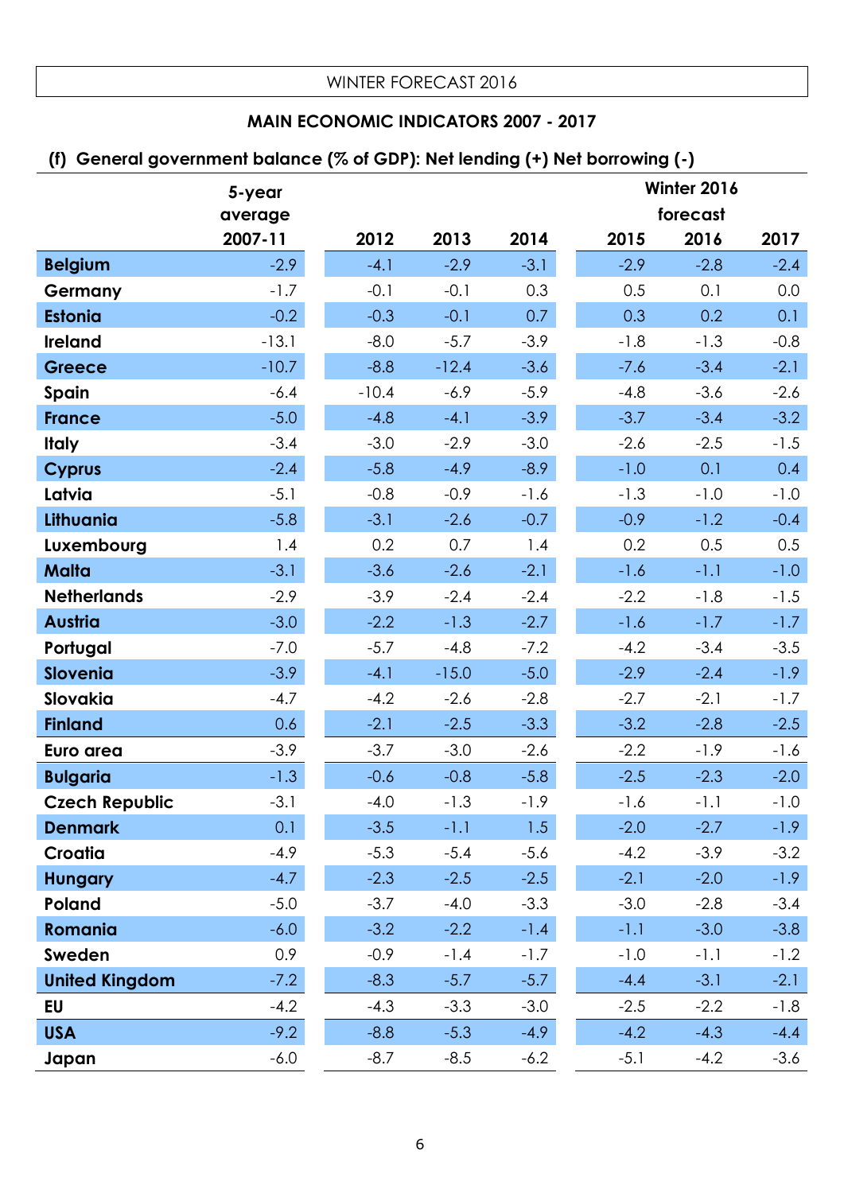WINTER FORECAST 2016

## MAIN ECONOMIC INDICATORS 2007 - 2017

### (f) General government balance (% of GDP): Net lending (+) Net borrowing (-)

| | 5-year average | | | | Winter 2016 forecast | | |
|---|---|---|---|---|---|---|---|
| | 2007-11 | 2012 | 2013 | 2014 | 2015 | 2016 | 2017 |
| **Belgium** | -2.9 | -4.1 | -2.9 | -3.1 | -2.9 | -2.8 | -2.4 |
| **Germany** | -1.7 | -0.1 | -0.1 | 0.3 | 0.5 | 0.1 | 0.0 |
| **Estonia** | -0.2 | -0.3 | -0.1 | 0.7 | 0.3 | 0.2 | 0.1 |
| **Ireland** | -13.1 | -8.0 | -5.7 | -3.9 | -1.8 | -1.3 | -0.8 |
| **Greece** | -10.7 | -8.8 | -12.4 | -3.6 | -7.6 | -3.4 | -2.1 |
| **Spain** | -6.4 | -10.4 | -6.9 | -5.9 | -4.8 | -3.6 | -2.6 |
| **France** | -5.0 | -4.8 | -4.1 | -3.9 | -3.7 | -3.4 | -3.2 |
| **Italy** | -3.4 | -3.0 | -2.9 | -3.0 | -2.6 | -2.5 | -1.5 |
| **Cyprus** | -2.4 | -5.8 | -4.9 | -8.9 | -1.0 | 0.1 | 0.4 |
| **Latvia** | -5.1 | -0.8 | -0.9 | -1.6 | -1.3 | -1.0 | -1.0 |
| **Lithuania** | -5.8 | -3.1 | -2.6 | -0.7 | -0.9 | -1.2 | -0.4 |
| **Luxembourg** | 1.4 | 0.2 | 0.7 | 1.4 | 0.2 | 0.5 | 0.5 |
| **Malta** | -3.1 | -3.6 | -2.6 | -2.1 | -1.6 | -1.1 | -1.0 |
| **Netherlands** | -2.9 | -3.9 | -2.4 | -2.4 | -2.2 | -1.8 | -1.5 |
| **Austria** | -3.0 | -2.2 | -1.3 | -2.7 | -1.6 | -1.7 | -1.7 |
| **Portugal** | -7.0 | -5.7 | -4.8 | -7.2 | -4.2 | -3.4 | -3.5 |
| **Slovenia** | -3.9 | -4.1 | -15.0 | -5.0 | -2.9 | -2.4 | -1.9 |
| **Slovakia** | -4.7 | -4.2 | -2.6 | -2.8 | -2.7 | -2.1 | -1.7 |
| **Finland** | 0.6 | -2.1 | -2.5 | -3.3 | -3.2 | -2.8 | -2.5 |
| **Euro area** | -3.9 | -3.7 | -3.0 | -2.6 | -2.2 | -1.9 | -1.6 |
| **Bulgaria** | -1.3 | -0.6 | -0.8 | -5.8 | -2.5 | -2.3 | -2.0 |
| **Czech Republic** | -3.1 | -4.0 | -1.3 | -1.9 | -1.6 | -1.1 | -1.0 |
| **Denmark** | 0.1 | -3.5 | -1.1 | 1.5 | -2.0 | -2.7 | -1.9 |
| **Croatia** | -4.9 | -5.3 | -5.4 | -5.6 | -4.2 | -3.9 | -3.2 |
| **Hungary** | -4.7 | -2.3 | -2.5 | -2.5 | -2.1 | -2.0 | -1.9 |
| **Poland** | -5.0 | -3.7 | -4.0 | -3.3 | -3.0 | -2.8 | -3.4 |
| **Romania** | -6.0 | -3.2 | -2.2 | -1.4 | -1.1 | -3.0 | -3.8 |
| **Sweden** | 0.9 | -0.9 | -1.4 | -1.7 | -1.0 | -1.1 | -1.2 |
| **United Kingdom** | -7.2 | -8.3 | -5.7 | -5.7 | -4.4 | -3.1 | -2.1 |
| **EU** | -4.2 | -4.3 | -3.3 | -3.0 | -2.5 | -2.2 | -1.8 |
| **USA** | -9.2 | -8.8 | -5.3 | -4.9 | -4.2 | -4.3 | -4.4 |
| **Japan** | -6.0 | -8.7 | -8.5 | -6.2 | -5.1 | -4.2 | -3.6 |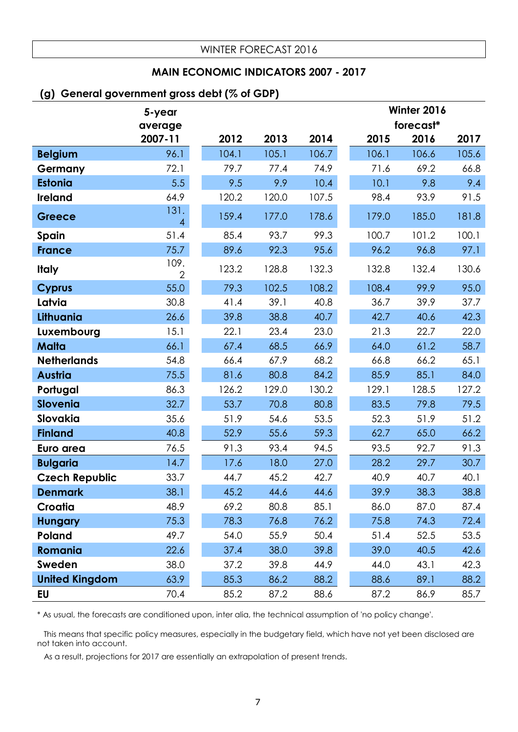WINTER FORECAST 2016

## MAIN ECONOMIC INDICATORS 2007 - 2017

### (g) General government gross debt (% of GDP)

| | 5-year average 2007-11 | 2012 | 2013 | 2014 | 2015 | Winter 2016 forecast* 2016 | 2017 |
|---|---|---|---|---|---|---|---|
| **Belgium** | 96.1 | 104.1 | 105.1 | 106.7 | 106.1 | 106.6 | 105.6 |
| **Germany** | 72.1 | 79.7 | 77.4 | 74.9 | 71.6 | 69.2 | 66.8 |
| **Estonia** | 5.5 | 9.5 | 9.9 | 10.4 | 10.1 | 9.8 | 9.4 |
| **Ireland** | 64.9 | 120.2 | 120.0 | 107.5 | 98.4 | 93.9 | 91.5 |
| **Greece** | 131.4 | 159.4 | 177.0 | 178.6 | 179.0 | 185.0 | 181.8 |
| **Spain** | 51.4 | 85.4 | 93.7 | 99.3 | 100.7 | 101.2 | 100.1 |
| **France** | 75.7 | 89.6 | 92.3 | 95.6 | 96.2 | 96.8 | 97.1 |
| **Italy** | 109.2 | 123.2 | 128.8 | 132.3 | 132.8 | 132.4 | 130.6 |
| **Cyprus** | 55.0 | 79.3 | 102.5 | 108.2 | 108.4 | 99.9 | 95.0 |
| **Latvia** | 30.8 | 41.4 | 39.1 | 40.8 | 36.7 | 39.9 | 37.7 |
| **Lithuania** | 26.6 | 39.8 | 38.8 | 40.7 | 42.7 | 40.6 | 42.3 |
| **Luxembourg** | 15.1 | 22.1 | 23.4 | 23.0 | 21.3 | 22.7 | 22.0 |
| **Malta** | 66.1 | 67.4 | 68.5 | 66.9 | 64.0 | 61.2 | 58.7 |
| **Netherlands** | 54.8 | 66.4 | 67.9 | 68.2 | 66.8 | 66.2 | 65.1 |
| **Austria** | 75.5 | 81.6 | 80.8 | 84.2 | 85.9 | 85.1 | 84.0 |
| **Portugal** | 86.3 | 126.2 | 129.0 | 130.2 | 129.1 | 128.5 | 127.2 |
| **Slovenia** | 32.7 | 53.7 | 70.8 | 80.8 | 83.5 | 79.8 | 79.5 |
| **Slovakia** | 35.6 | 51.9 | 54.6 | 53.5 | 52.3 | 51.9 | 51.2 |
| **Finland** | 40.8 | 52.9 | 55.6 | 59.3 | 62.7 | 65.0 | 66.2 |
| **Euro area** | 76.5 | 91.3 | 93.4 | 94.5 | 93.5 | 92.7 | 91.3 |
| **Bulgaria** | 14.7 | 17.6 | 18.0 | 27.0 | 28.2 | 29.7 | 30.7 |
| **Czech Republic** | 33.7 | 44.7 | 45.2 | 42.7 | 40.9 | 40.7 | 40.1 |
| **Denmark** | 38.1 | 45.2 | 44.6 | 44.6 | 39.9 | 38.3 | 38.8 |
| **Croatia** | 48.9 | 69.2 | 80.8 | 85.1 | 86.0 | 87.0 | 87.4 |
| **Hungary** | 75.3 | 78.3 | 76.8 | 76.2 | 75.8 | 74.3 | 72.4 |
| **Poland** | 49.7 | 54.0 | 55.9 | 50.4 | 51.4 | 52.5 | 53.5 |
| **Romania** | 22.6 | 37.4 | 38.0 | 39.8 | 39.0 | 40.5 | 42.6 |
| **Sweden** | 38.0 | 37.2 | 39.8 | 44.9 | 44.0 | 43.1 | 42.3 |
| **United Kingdom** | 63.9 | 85.3 | 86.2 | 88.2 | 88.6 | 89.1 | 88.2 |
| **EU** | 70.4 | 85.2 | 87.2 | 88.6 | 87.2 | 86.9 | 85.7 |

\* As usual, the forecasts are conditioned upon, inter alia, the technical assumption of 'no policy change'.

This means that specific policy measures, especially in the budgetary field, which have not yet been disclosed are not taken into account.

As a result, projections for 2017 are essentially an extrapolation of present trends.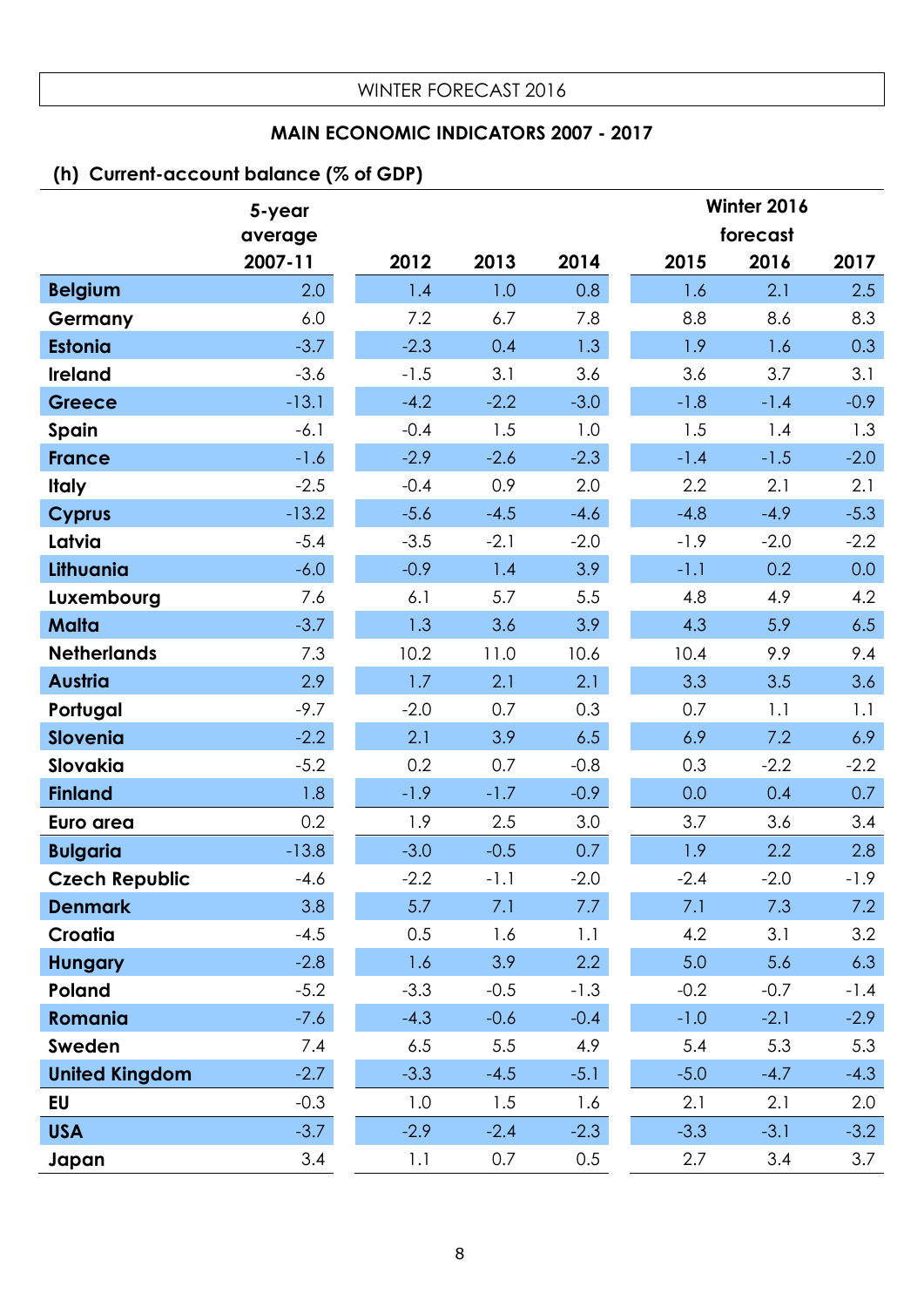WINTER FORECAST 2016

## MAIN ECONOMIC INDICATORS 2007 - 2017

### (h) Current-account balance (% of GDP)

| | 5-year average | | | | Winter 2016 forecast | | |
|---|---|---|---|---|---|---|---|
| | 2007-11 | 2012 | 2013 | 2014 | 2015 | 2016 | 2017 |
| **Belgium** | 2.0 | 1.4 | 1.0 | 0.8 | 1.6 | 2.1 | 2.5 |
| **Germany** | 6.0 | 7.2 | 6.7 | 7.8 | 8.8 | 8.6 | 8.3 |
| **Estonia** | -3.7 | -2.3 | 0.4 | 1.3 | 1.9 | 1.6 | 0.3 |
| **Ireland** | -3.6 | -1.5 | 3.1 | 3.6 | 3.6 | 3.7 | 3.1 |
| **Greece** | -13.1 | -4.2 | -2.2 | -3.0 | -1.8 | -1.4 | -0.9 |
| **Spain** | -6.1 | -0.4 | 1.5 | 1.0 | 1.5 | 1.4 | 1.3 |
| **France** | -1.6 | -2.9 | -2.6 | -2.3 | -1.4 | -1.5 | -2.0 |
| **Italy** | -2.5 | -0.4 | 0.9 | 2.0 | 2.2 | 2.1 | 2.1 |
| **Cyprus** | -13.2 | -5.6 | -4.5 | -4.6 | -4.8 | -4.9 | -5.3 |
| **Latvia** | -5.4 | -3.5 | -2.1 | -2.0 | -1.9 | -2.0 | -2.2 |
| **Lithuania** | -6.0 | -0.9 | 1.4 | 3.9 | -1.1 | 0.2 | 0.0 |
| **Luxembourg** | 7.6 | 6.1 | 5.7 | 5.5 | 4.8 | 4.9 | 4.2 |
| **Malta** | -3.7 | 1.3 | 3.6 | 3.9 | 4.3 | 5.9 | 6.5 |
| **Netherlands** | 7.3 | 10.2 | 11.0 | 10.6 | 10.4 | 9.9 | 9.4 |
| **Austria** | 2.9 | 1.7 | 2.1 | 2.1 | 3.3 | 3.5 | 3.6 |
| **Portugal** | -9.7 | -2.0 | 0.7 | 0.3 | 0.7 | 1.1 | 1.1 |
| **Slovenia** | -2.2 | 2.1 | 3.9 | 6.5 | 6.9 | 7.2 | 6.9 |
| **Slovakia** | -5.2 | 0.2 | 0.7 | -0.8 | 0.3 | -2.2 | -2.2 |
| **Finland** | 1.8 | -1.9 | -1.7 | -0.9 | 0.0 | 0.4 | 0.7 |
| **Euro area** | 0.2 | 1.9 | 2.5 | 3.0 | 3.7 | 3.6 | 3.4 |
| **Bulgaria** | -13.8 | -3.0 | -0.5 | 0.7 | 1.9 | 2.2 | 2.8 |
| **Czech Republic** | -4.6 | -2.2 | -1.1 | -2.0 | -2.4 | -2.0 | -1.9 |
| **Denmark** | 3.8 | 5.7 | 7.1 | 7.7 | 7.1 | 7.3 | 7.2 |
| **Croatia** | -4.5 | 0.5 | 1.6 | 1.1 | 4.2 | 3.1 | 3.2 |
| **Hungary** | -2.8 | 1.6 | 3.9 | 2.2 | 5.0 | 5.6 | 6.3 |
| **Poland** | -5.2 | -3.3 | -0.5 | -1.3 | -0.2 | -0.7 | -1.4 |
| **Romania** | -7.6 | -4.3 | -0.6 | -0.4 | -1.0 | -2.1 | -2.9 |
| **Sweden** | 7.4 | 6.5 | 5.5 | 4.9 | 5.4 | 5.3 | 5.3 |
| **United Kingdom** | -2.7 | -3.3 | -4.5 | -5.1 | -5.0 | -4.7 | -4.3 |
| **EU** | -0.3 | 1.0 | 1.5 | 1.6 | 2.1 | 2.1 | 2.0 |
| **USA** | -3.7 | -2.9 | -2.4 | -2.3 | -3.3 | -3.1 | -3.2 |
| **Japan** | 3.4 | 1.1 | 0.7 | 0.5 | 2.7 | 3.4 | 3.7 |